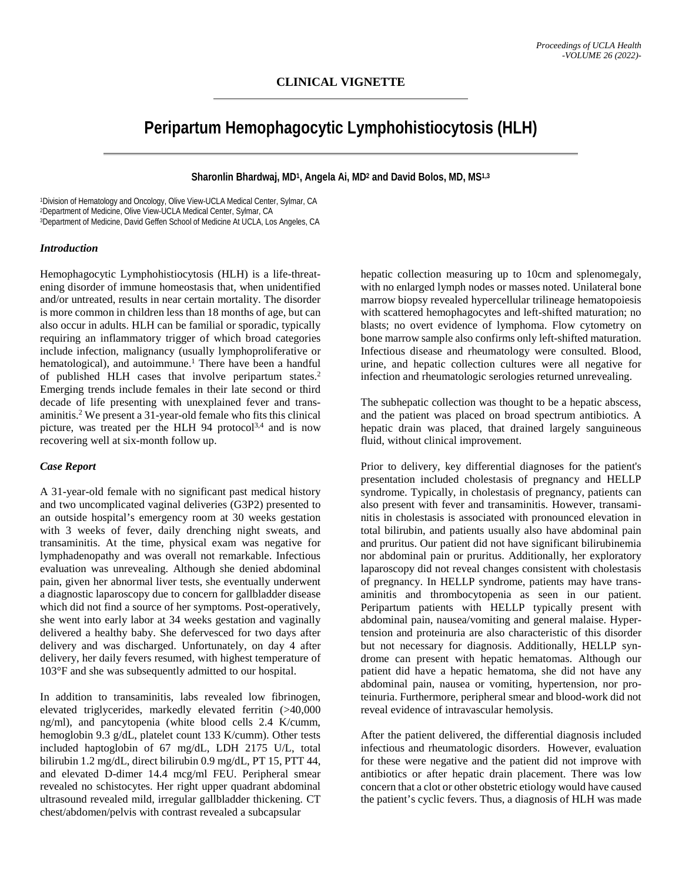**CLINICAL VIGNETTE**

# Peripartum Hemophagocytic Lymphohistiocytosis (HLH)

**Sharonlin Bhardwaj, MD[1], Angela Ai, MD[2] and David Bolos, MD, MS[1,3]**

[1]Division of Hematology and Oncology, Olive View-UCLA Medical Center, Sylmar, CA
[2]Department of Medicine, Olive View-UCLA Medical Center, Sylmar, CA
[3]Department of Medicine, David Geffen School of Medicine At UCLA, Los Angeles, CA

### *Introduction*

Hemophagocytic Lymphohistiocytosis (HLH) is a life-threatening disorder of immune homeostasis that, when unidentified and/or untreated, results in near certain mortality. The disorder is more common in children less than 18 months of age, but can also occur in adults. HLH can be familial or sporadic, typically requiring an inflammatory trigger of which broad categories include infection, malignancy (usually lymphoproliferative or hematological), and autoimmune.[1] There have been a handful of published HLH cases that involve peripartum states.[2] Emerging trends include females in their late second or third decade of life presenting with unexplained fever and transaminitis.[2] We present a 31-year-old female who fits this clinical picture, was treated per the HLH 94 protocol[3,4] and is now recovering well at six-month follow up.

### *Case Report*

A 31-year-old female with no significant past medical history and two uncomplicated vaginal deliveries (G3P2) presented to an outside hospital's emergency room at 30 weeks gestation with 3 weeks of fever, daily drenching night sweats, and transaminitis. At the time, physical exam was negative for lymphadenopathy and was overall not remarkable. Infectious evaluation was unrevealing. Although she denied abdominal pain, given her abnormal liver tests, she eventually underwent a diagnostic laparoscopy due to concern for gallbladder disease which did not find a source of her symptoms. Post-operatively, she went into early labor at 34 weeks gestation and vaginally delivered a healthy baby. She defervesced for two days after delivery and was discharged. Unfortunately, on day 4 after delivery, her daily fevers resumed, with highest temperature of 103°F and she was subsequently admitted to our hospital.

In addition to transaminitis, labs revealed low fibrinogen, elevated triglycerides, markedly elevated ferritin (>40,000 ng/ml), and pancytopenia (white blood cells 2.4 K/cumm, hemoglobin 9.3 g/dL, platelet count 133 K/cumm). Other tests included haptoglobin of 67 mg/dL, LDH 2175 U/L, total bilirubin 1.2 mg/dL, direct bilirubin 0.9 mg/dL, PT 15, PTT 44, and elevated D-dimer 14.4 mcg/ml FEU. Peripheral smear revealed no schistocytes. Her right upper quadrant abdominal ultrasound revealed mild, irregular gallbladder thickening. CT chest/abdomen/pelvis with contrast revealed a subcapsular hepatic collection measuring up to 10cm and splenomegaly, with no enlarged lymph nodes or masses noted. Unilateral bone marrow biopsy revealed hypercellular trilineage hematopoiesis with scattered hemophagocytes and left-shifted maturation; no blasts; no overt evidence of lymphoma. Flow cytometry on bone marrow sample also confirms only left-shifted maturation. Infectious disease and rheumatology were consulted. Blood, urine, and hepatic collection cultures were all negative for infection and rheumatologic serologies returned unrevealing.

The subhepatic collection was thought to be a hepatic abscess, and the patient was placed on broad spectrum antibiotics. A hepatic drain was placed, that drained largely sanguineous fluid, without clinical improvement.

Prior to delivery, key differential diagnoses for the patient's presentation included cholestasis of pregnancy and HELLP syndrome. Typically, in cholestasis of pregnancy, patients can also present with fever and transaminitis. However, transaminitis in cholestasis is associated with pronounced elevation in total bilirubin, and patients usually also have abdominal pain and pruritus. Our patient did not have significant bilirubinemia nor abdominal pain or pruritus. Additionally, her exploratory laparoscopy did not reveal changes consistent with cholestasis of pregnancy. In HELLP syndrome, patients may have transaminitis and thrombocytopenia as seen in our patient. Peripartum patients with HELLP typically present with abdominal pain, nausea/vomiting and general malaise. Hypertension and proteinuria are also characteristic of this disorder but not necessary for diagnosis. Additionally, HELLP syndrome can present with hepatic hematomas. Although our patient did have a hepatic hematoma, she did not have any abdominal pain, nausea or vomiting, hypertension, nor proteinuria. Furthermore, peripheral smear and blood-work did not reveal evidence of intravascular hemolysis.

After the patient delivered, the differential diagnosis included infectious and rheumatologic disorders. However, evaluation for these were negative and the patient did not improve with antibiotics or after hepatic drain placement. There was low concern that a clot or other obstetric etiology would have caused the patient's cyclic fevers. Thus, a diagnosis of HLH was made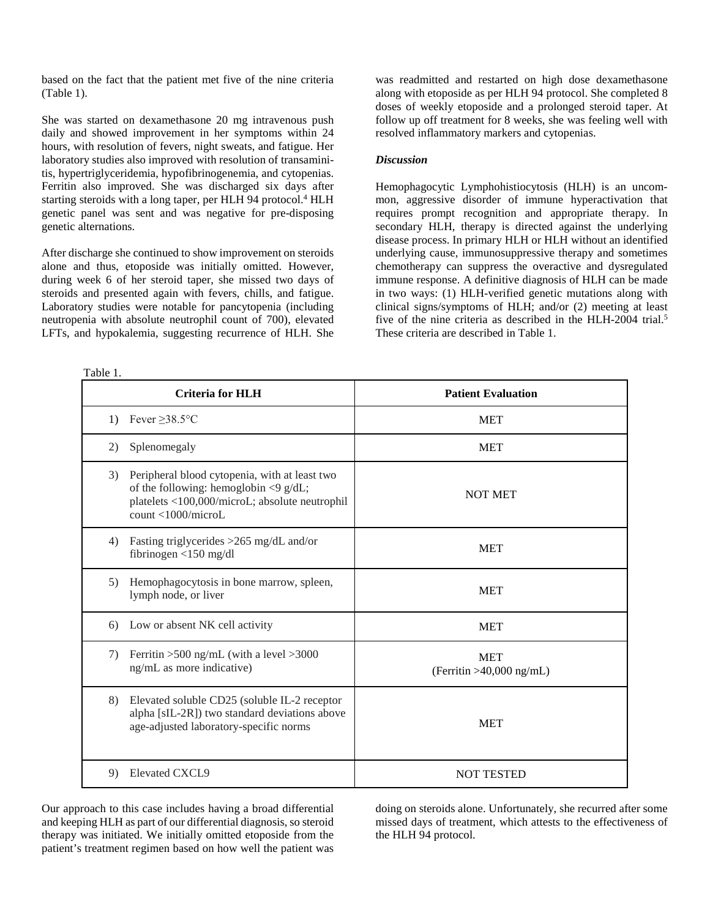based on the fact that the patient met five of the nine criteria (Table 1).

She was started on dexamethasone 20 mg intravenous push daily and showed improvement in her symptoms within 24 hours, with resolution of fevers, night sweats, and fatigue. Her laboratory studies also improved with resolution of transaminitis, hypertriglyceridemia, hypofibrinogenemia, and cytopenias. Ferritin also improved. She was discharged six days after starting steroids with a long taper, per HLH 94 protocol.[4] HLH genetic panel was sent and was negative for pre-disposing genetic alternations.

After discharge she continued to show improvement on steroids alone and thus, etoposide was initially omitted. However, during week 6 of her steroid taper, she missed two days of steroids and presented again with fevers, chills, and fatigue. Laboratory studies were notable for pancytopenia (including neutropenia with absolute neutrophil count of 700), elevated LFTs, and hypokalemia, suggesting recurrence of HLH. She was readmitted and restarted on high dose dexamethasone along with etoposide as per HLH 94 protocol. She completed 8 doses of weekly etoposide and a prolonged steroid taper. At follow up off treatment for 8 weeks, she was feeling well with resolved inflammatory markers and cytopenias.

### *Discussion*

Hemophagocytic Lymphohistiocytosis (HLH) is an uncommon, aggressive disorder of immune hyperactivation that requires prompt recognition and appropriate therapy. In secondary HLH, therapy is directed against the underlying disease process. In primary HLH or HLH without an identified underlying cause, immunosuppressive therapy and sometimes chemotherapy can suppress the overactive and dysregulated immune response. A definitive diagnosis of HLH can be made in two ways: (1) HLH-verified genetic mutations along with clinical signs/symptoms of HLH; and/or (2) meeting at least five of the nine criteria as described in the HLH-2004 trial.[5] These criteria are described in Table 1.

Table 1.

| Criteria for HLH | Patient Evaluation |
|---|---|
| 1) Fever ≥38.5°C | MET |
| 2) Splenomegaly | MET |
| 3) Peripheral blood cytopenia, with at least two of the following: hemoglobin <9 g/dL; platelets <100,000/microL; absolute neutrophil count <1000/microL | NOT MET |
| 4) Fasting triglycerides >265 mg/dL and/or fibrinogen <150 mg/dl | MET |
| 5) Hemophagocytosis in bone marrow, spleen, lymph node, or liver | MET |
| 6) Low or absent NK cell activity | MET |
| 7) Ferritin >500 ng/mL (with a level >3000 ng/mL as more indicative) | MET (Ferritin >40,000 ng/mL) |
| 8) Elevated soluble CD25 (soluble IL-2 receptor alpha [sIL-2R]) two standard deviations above age-adjusted laboratory-specific norms | MET |
| 9) Elevated CXCL9 | NOT TESTED |

Our approach to this case includes having a broad differential and keeping HLH as part of our differential diagnosis, so steroid therapy was initiated. We initially omitted etoposide from the patient's treatment regimen based on how well the patient was doing on steroids alone. Unfortunately, she recurred after some missed days of treatment, which attests to the effectiveness of the HLH 94 protocol.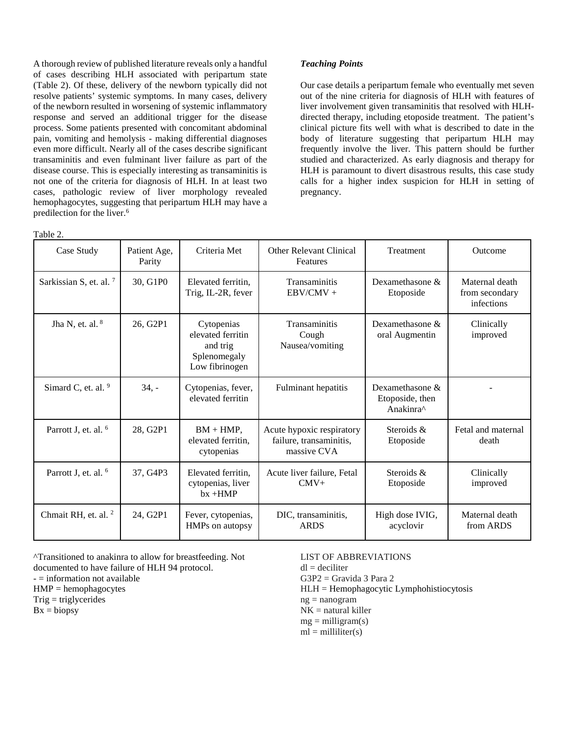A thorough review of published literature reveals only a handful of cases describing HLH associated with peripartum state (Table 2). Of these, delivery of the newborn typically did not resolve patients' systemic symptoms. In many cases, delivery of the newborn resulted in worsening of systemic inflammatory response and served an additional trigger for the disease process. Some patients presented with concomitant abdominal pain, vomiting and hemolysis - making differential diagnoses even more difficult. Nearly all of the cases describe significant transaminitis and even fulminant liver failure as part of the disease course. This is especially interesting as transaminitis is not one of the criteria for diagnosis of HLH. In at least two cases, pathologic review of liver morphology revealed hemophagocytes, suggesting that peripartum HLH may have a predilection for the liver.[6]

### *Teaching Points*

Our case details a peripartum female who eventually met seven out of the nine criteria for diagnosis of HLH with features of liver involvement given transaminitis that resolved with HLH-directed therapy, including etoposide treatment. The patient's clinical picture fits well with what is described to date in the body of literature suggesting that peripartum HLH may frequently involve the liver. This pattern should be further studied and characterized. As early diagnosis and therapy for HLH is paramount to divert disastrous results, this case study calls for a higher index suspicion for HLH in setting of pregnancy.

Table 2.

| Case Study | Patient Age, Parity | Criteria Met | Other Relevant Clinical Features | Treatment | Outcome |
|---|---|---|---|---|---|
| Sarkissian S, et. al. [7] | 30, G1P0 | Elevated ferritin, Trig, IL-2R, fever | Transaminitis EBV/CMV + | Dexamethasone & Etoposide | Maternal death from secondary infections |
| Jha N, et. al. [8] | 26, G2P1 | Cytopenias elevated ferritin and trig Splenomegaly Low fibrinogen | Transaminitis Cough Nausea/vomiting | Dexamethasone & oral Augmentin | Clinically improved |
| Simard C, et. al. [9] | 34, - | Cytopenias, fever, elevated ferritin | Fulminant hepatitis | Dexamethasone & Etoposide, then Anakinra^ | - |
| Parrott J, et. al. [6] | 28, G2P1 | BM + HMP, elevated ferritin, cytopenias | Acute hypoxic respiratory failure, transaminitis, massive CVA | Steroids & Etoposide | Fetal and maternal death |
| Parrott J, et. al. [6] | 37, G4P3 | Elevated ferritin, cytopenias, liver bx +HMP | Acute liver failure, Fetal CMV+ | Steroids & Etoposide | Clinically improved |
| Chmait RH, et. al. [2] | 24, G2P1 | Fever, cytopenias, HMPs on autopsy | DIC, transaminitis, ARDS | High dose IVIG, acyclovir | Maternal death from ARDS |

^Transitioned to anakinra to allow for breastfeeding. Not documented to have failure of HLH 94 protocol.
- = information not available
HMP = hemophagocytes
Trig = triglycerides
Bx = biopsy

LIST OF ABBREVIATIONS
dl = deciliter
G3P2 = Gravida 3 Para 2
HLH = Hemophagocytic Lymphohistiocytosis
ng = nanogram
NK = natural killer
mg = milligram(s)
ml = milliliter(s)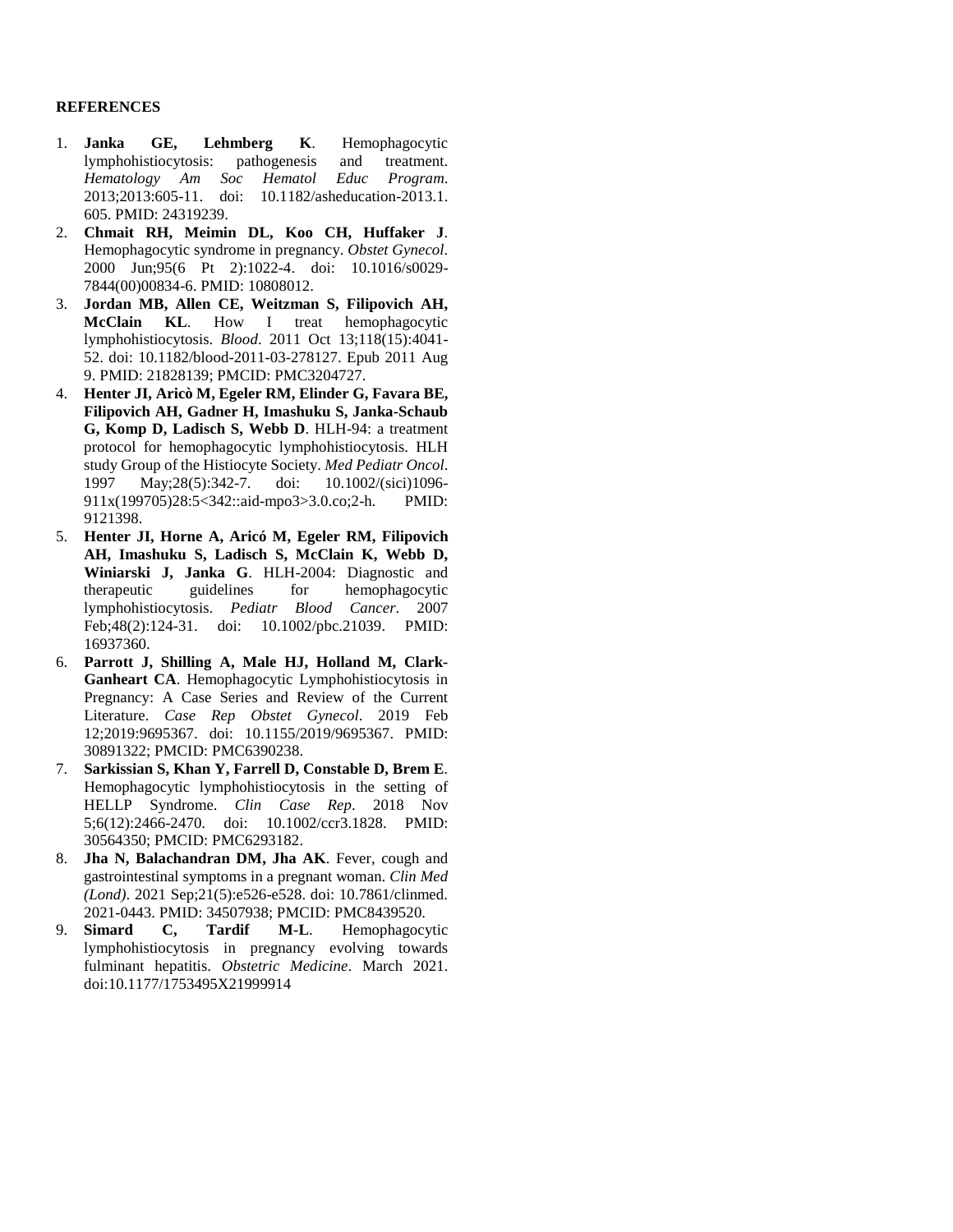**REFERENCES**

1. **Janka GE, Lehmberg K**. Hemophagocytic lymphohistiocytosis: pathogenesis and treatment. *Hematology Am Soc Hematol Educ Program*. 2013;2013:605-11. doi: 10.1182/asheducation-2013.1.605. PMID: 24319239.
2. **Chmait RH, Meimin DL, Koo CH, Huffaker J**. Hemophagocytic syndrome in pregnancy. *Obstet Gynecol*. 2000 Jun;95(6 Pt 2):1022-4. doi: 10.1016/s0029-7844(00)00834-6. PMID: 10808012.
3. **Jordan MB, Allen CE, Weitzman S, Filipovich AH, McClain KL**. How I treat hemophagocytic lymphohistiocytosis. *Blood*. 2011 Oct 13;118(15):4041-52. doi: 10.1182/blood-2011-03-278127. Epub 2011 Aug 9. PMID: 21828139; PMCID: PMC3204727.
4. **Henter JI, Aricò M, Egeler RM, Elinder G, Favara BE, Filipovich AH, Gadner H, Imashuku S, Janka-Schaub G, Komp D, Ladisch S, Webb D**. HLH-94: a treatment protocol for hemophagocytic lymphohistiocytosis. HLH study Group of the Histiocyte Society. *Med Pediatr Oncol*. 1997 May;28(5):342-7. doi: 10.1002/(sici)1096-911x(199705)28:5<342::aid-mpo3>3.0.co;2-h. PMID: 9121398.
5. **Henter JI, Horne A, Aricó M, Egeler RM, Filipovich AH, Imashuku S, Ladisch S, McClain K, Webb D, Winiarski J, Janka G**. HLH-2004: Diagnostic and therapeutic guidelines for hemophagocytic lymphohistiocytosis. *Pediatr Blood Cancer*. 2007 Feb;48(2):124-31. doi: 10.1002/pbc.21039. PMID: 16937360.
6. **Parrott J, Shilling A, Male HJ, Holland M, Clark-Ganheart CA**. Hemophagocytic Lymphohistiocytosis in Pregnancy: A Case Series and Review of the Current Literature. *Case Rep Obstet Gynecol*. 2019 Feb 12;2019:9695367. doi: 10.1155/2019/9695367. PMID: 30891322; PMCID: PMC6390238.
7. **Sarkissian S, Khan Y, Farrell D, Constable D, Brem E**. Hemophagocytic lymphohistiocytosis in the setting of HELLP Syndrome. *Clin Case Rep*. 2018 Nov 5;6(12):2466-2470. doi: 10.1002/ccr3.1828. PMID: 30564350; PMCID: PMC6293182.
8. **Jha N, Balachandran DM, Jha AK**. Fever, cough and gastrointestinal symptoms in a pregnant woman. *Clin Med (Lond)*. 2021 Sep;21(5):e526-e528. doi: 10.7861/clinmed.2021-0443. PMID: 34507938; PMCID: PMC8439520.
9. **Simard C, Tardif M-L**. Hemophagocytic lymphohistiocytosis in pregnancy evolving towards fulminant hepatitis. *Obstetric Medicine*. March 2021. doi:10.1177/1753495X21999914